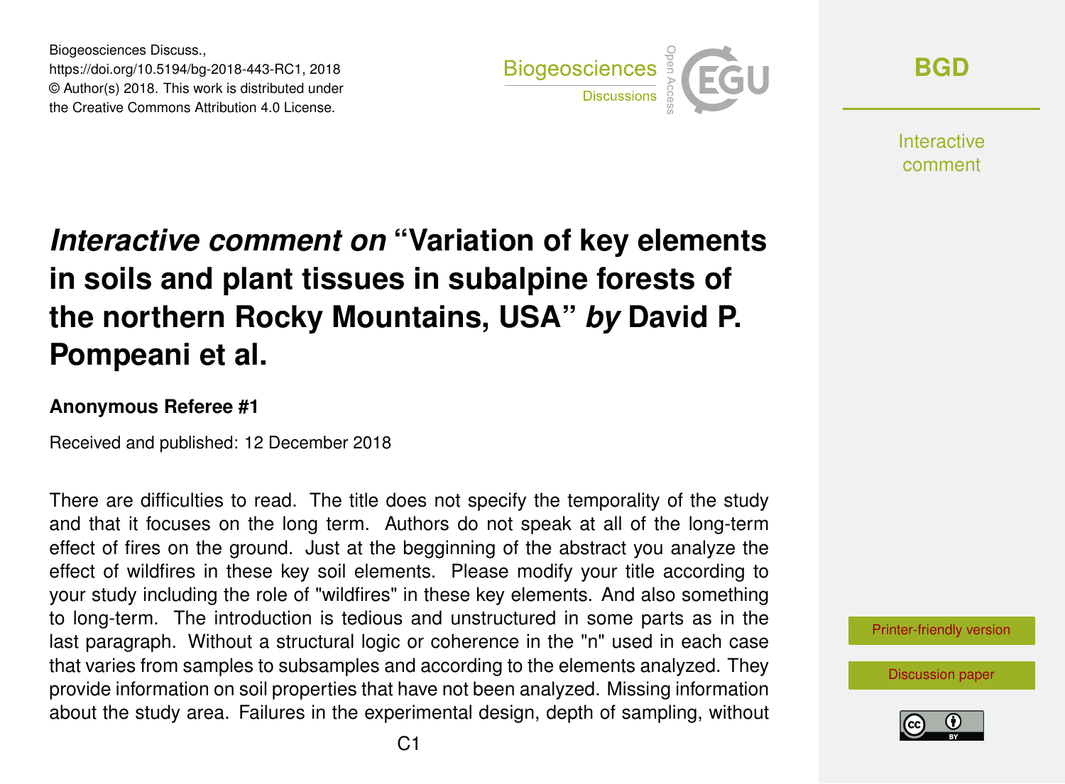# *Interactive comment on* "Variation of key elements in soils and plant tissues in subalpine forests of the northern Rocky Mountains, USA" *by* David P. Pompeani et al.

**Anonymous Referee #1**

Received and published: 12 December 2018

There are difficulties to read. The title does not specify the temporality of the study and that it focuses on the long term. Authors do not speak at all of the long-term effect of fires on the ground. Just at the begginning of the abstract you analyze the effect of wildfires in these key soil elements. Please modify your title according to your study including the role of "wildfires" in these key elements. And also something to long-term. The introduction is tedious and unstructured in some parts as in the last paragraph. Without a structural logic or coherence in the "n" used in each case that varies from samples to subsamples and according to the elements analyzed. They provide information on soil properties that have not been analyzed. Missing information about the study area. Failures in the experimental design, depth of sampling, without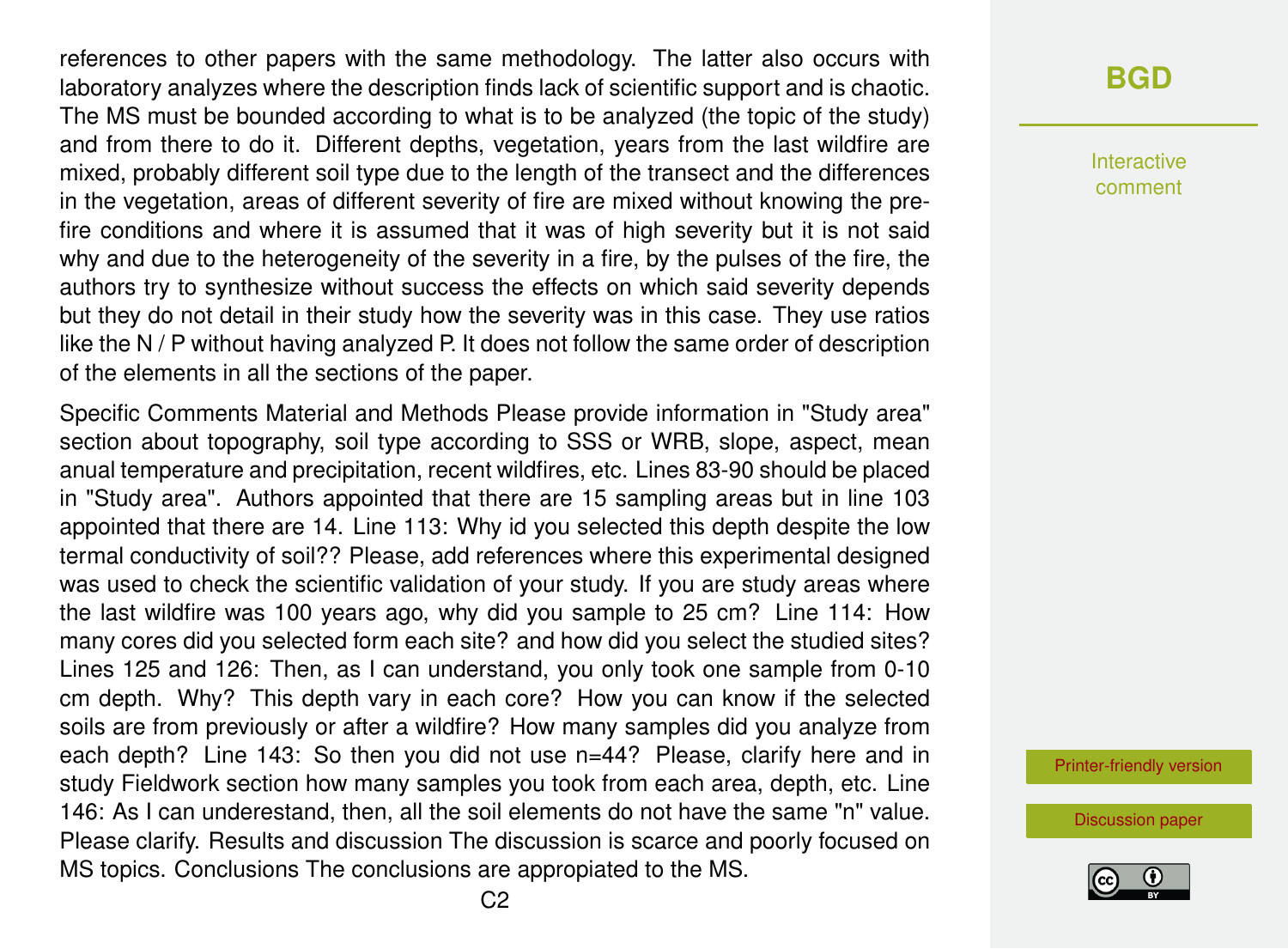references to other papers with the same methodology. The latter also occurs with laboratory analyzes where the description finds lack of scientific support and is chaotic. The MS must be bounded according to what is to be analyzed (the topic of the study) and from there to do it. Different depths, vegetation, years from the last wildfire are mixed, probably different soil type due to the length of the transect and the differences in the vegetation, areas of different severity of fire are mixed without knowing the pre-fire conditions and where it is assumed that it was of high severity but it is not said why and due to the heterogeneity of the severity in a fire, by the pulses of the fire, the authors try to synthesize without success the effects on which said severity depends but they do not detail in their study how the severity was in this case. They use ratios like the N / P without having analyzed P. It does not follow the same order of description of the elements in all the sections of the paper.

Specific Comments Material and Methods Please provide information in "Study area" section about topography, soil type according to SSS or WRB, slope, aspect, mean anual temperature and precipitation, recent wildfires, etc. Lines 83-90 should be placed in "Study area". Authors appointed that there are 15 sampling areas but in line 103 appointed that there are 14. Line 113: Why id you selected this depth despite the low termal conductivity of soil?? Please, add references where this experimental designed was used to check the scientific validation of your study. If you are study areas where the last wildfire was 100 years ago, why did you sample to 25 cm? Line 114: How many cores did you selected form each site? and how did you select the studied sites? Lines 125 and 126: Then, as I can understand, you only took one sample from 0-10 cm depth. Why? This depth vary in each core? How you can know if the selected soils are from previously or after a wildfire? How many samples did you analyze from each depth? Line 143: So then you did not use n=44? Please, clarify here and in study Fieldwork section how many samples you took from each area, depth, etc. Line 146: As I can underestand, then, all the soil elements do not have the same "n" value. Please clarify. Results and discussion The discussion is scarce and poorly focused on MS topics. Conclusions The conclusions are appropiated to the MS.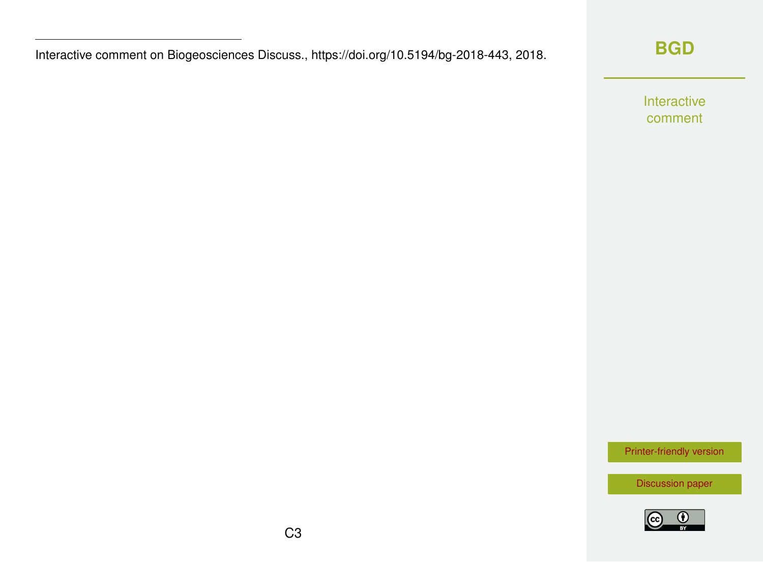Interactive comment on Biogeosciences Discuss., https://doi.org/10.5194/bg-2018-443, 2018.